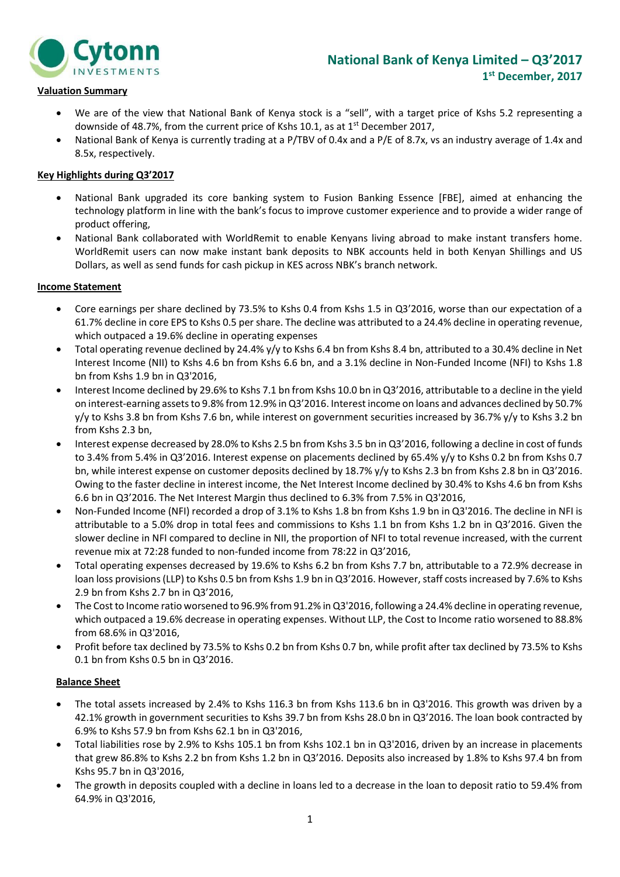# National Bank of Kenya Limited – Q3'2017

**1st December, 2017**

**Valuation Summary**

- We are of the view that National Bank of Kenya stock is a "sell", with a target price of Kshs 5.2 representing a downside of 48.7%, from the current price of Kshs 10.1, as at 1st December 2017,
- National Bank of Kenya is currently trading at a P/TBV of 0.4x and a P/E of 8.7x, vs an industry average of 1.4x and 8.5x, respectively.

**Key Highlights during Q3'2017**

- National Bank upgraded its core banking system to Fusion Banking Essence [FBE], aimed at enhancing the technology platform in line with the bank's focus to improve customer experience and to provide a wider range of product offering,
- National Bank collaborated with WorldRemit to enable Kenyans living abroad to make instant transfers home. WorldRemit users can now make instant bank deposits to NBK accounts held in both Kenyan Shillings and US Dollars, as well as send funds for cash pickup in KES across NBK's branch network.

**Income Statement**

- Core earnings per share declined by 73.5% to Kshs 0.4 from Kshs 1.5 in Q3'2016, worse than our expectation of a 61.7% decline in core EPS to Kshs 0.5 per share. The decline was attributed to a 24.4% decline in operating revenue, which outpaced a 19.6% decline in operating expenses
- Total operating revenue declined by 24.4% y/y to Kshs 6.4 bn from Kshs 8.4 bn, attributed to a 30.4% decline in Net Interest Income (NII) to Kshs 4.6 bn from Kshs 6.6 bn, and a 3.1% decline in Non-Funded Income (NFI) to Kshs 1.8 bn from Kshs 1.9 bn in Q3'2016,
- Interest Income declined by 29.6% to Kshs 7.1 bn from Kshs 10.0 bn in Q3'2016, attributable to a decline in the yield on interest-earning assets to 9.8% from 12.9% in Q3'2016. Interest income on loans and advances declined by 50.7% y/y to Kshs 3.8 bn from Kshs 7.6 bn, while interest on government securities increased by 36.7% y/y to Kshs 3.2 bn from Kshs 2.3 bn,
- Interest expense decreased by 28.0% to Kshs 2.5 bn from Kshs 3.5 bn in Q3'2016, following a decline in cost of funds to 3.4% from 5.4% in Q3'2016. Interest expense on placements declined by 65.4% y/y to Kshs 0.2 bn from Kshs 0.7 bn, while interest expense on customer deposits declined by 18.7% y/y to Kshs 2.3 bn from Kshs 2.8 bn in Q3'2016. Owing to the faster decline in interest income, the Net Interest Income declined by 30.4% to Kshs 4.6 bn from Kshs 6.6 bn in Q3'2016. The Net Interest Margin thus declined to 6.3% from 7.5% in Q3'2016,
- Non-Funded Income (NFI) recorded a drop of 3.1% to Kshs 1.8 bn from Kshs 1.9 bn in Q3'2016. The decline in NFI is attributable to a 5.0% drop in total fees and commissions to Kshs 1.1 bn from Kshs 1.2 bn in Q3'2016. Given the slower decline in NFI compared to decline in NII, the proportion of NFI to total revenue increased, with the current revenue mix at 72:28 funded to non-funded income from 78:22 in Q3'2016,
- Total operating expenses decreased by 19.6% to Kshs 6.2 bn from Kshs 7.7 bn, attributable to a 72.9% decrease in loan loss provisions (LLP) to Kshs 0.5 bn from Kshs 1.9 bn in Q3'2016. However, staff costs increased by 7.6% to Kshs 2.9 bn from Kshs 2.7 bn in Q3'2016,
- The Cost to Income ratio worsened to 96.9% from 91.2% in Q3'2016, following a 24.4% decline in operating revenue, which outpaced a 19.6% decrease in operating expenses. Without LLP, the Cost to Income ratio worsened to 88.8% from 68.6% in Q3'2016,
- Profit before tax declined by 73.5% to Kshs 0.2 bn from Kshs 0.7 bn, while profit after tax declined by 73.5% to Kshs 0.1 bn from Kshs 0.5 bn in Q3'2016.

**Balance Sheet**

- The total assets increased by 2.4% to Kshs 116.3 bn from Kshs 113.6 bn in Q3'2016. This growth was driven by a 42.1% growth in government securities to Kshs 39.7 bn from Kshs 28.0 bn in Q3'2016. The loan book contracted by 6.9% to Kshs 57.9 bn from Kshs 62.1 bn in Q3'2016,
- Total liabilities rose by 2.9% to Kshs 105.1 bn from Kshs 102.1 bn in Q3'2016, driven by an increase in placements that grew 86.8% to Kshs 2.2 bn from Kshs 1.2 bn in Q3'2016. Deposits also increased by 1.8% to Kshs 97.4 bn from Kshs 95.7 bn in Q3'2016,
- The growth in deposits coupled with a decline in loans led to a decrease in the loan to deposit ratio to 59.4% from 64.9% in Q3'2016,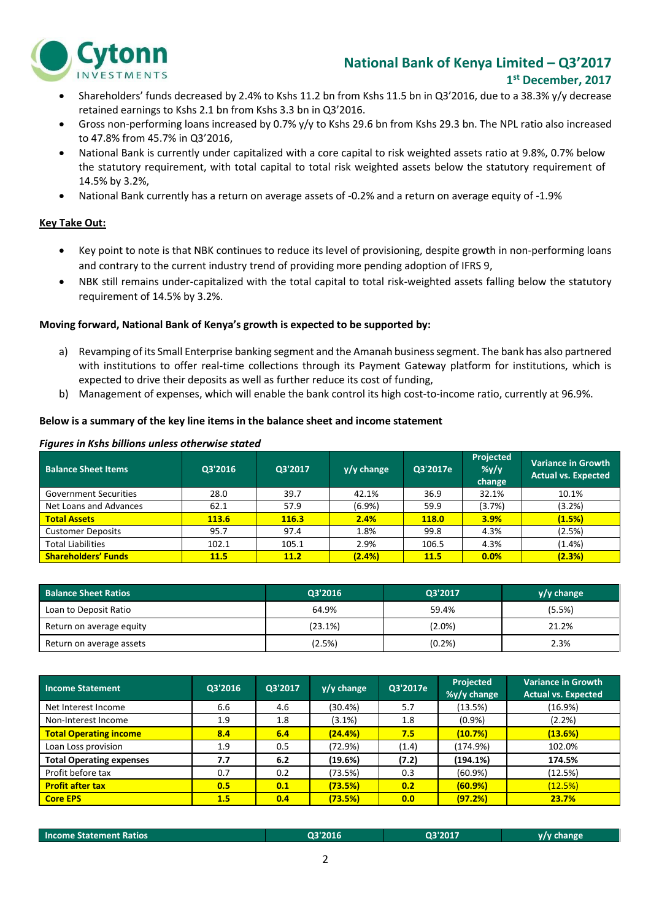- Shareholders' funds decreased by 2.4% to Kshs 11.2 bn from Kshs 11.5 bn in Q3'2016, due to a 38.3% y/y decrease retained earnings to Kshs 2.1 bn from Kshs 3.3 bn in Q3'2016.
- Gross non-performing loans increased by 0.7% y/y to Kshs 29.6 bn from Kshs 29.3 bn. The NPL ratio also increased to 47.8% from 45.7% in Q3'2016,
- National Bank is currently under capitalized with a core capital to risk weighted assets ratio at 9.8%, 0.7% below the statutory requirement, with total capital to total risk weighted assets below the statutory requirement of 14.5% by 3.2%,
- National Bank currently has a return on average assets of -0.2% and a return on average equity of -1.9%

**Key Take Out:**

- Key point to note is that NBK continues to reduce its level of provisioning, despite growth in non-performing loans and contrary to the current industry trend of providing more pending adoption of IFRS 9,
- NBK still remains under-capitalized with the total capital to total risk-weighted assets falling below the statutory requirement of 14.5% by 3.2%.

**Moving forward, National Bank of Kenya's growth is expected to be supported by:**

a) Revamping of its Small Enterprise banking segment and the Amanah business segment. The bank has also partnered with institutions to offer real-time collections through its Payment Gateway platform for institutions, which is expected to drive their deposits as well as further reduce its cost of funding,

b) Management of expenses, which will enable the bank control its high cost-to-income ratio, currently at 96.9%.

**Below is a summary of the key line items in the balance sheet and income statement**

***Figures in Kshs billions unless otherwise stated***

| Balance Sheet Items | Q3'2016 | Q3'2017 | y/y change | Q3'2017e | Projected %y/y change | Variance in Growth Actual vs. Expected |
|---|---|---|---|---|---|---|
| Government Securities | 28.0 | 39.7 | 42.1% | 36.9 | 32.1% | 10.1% |
| Net Loans and Advances | 62.1 | 57.9 | (6.9%) | 59.9 | (3.7%) | (3.2%) |
| **Total Assets** | **113.6** | **116.3** | **2.4%** | **118.0** | **3.9%** | **(1.5%)** |
| Customer Deposits | 95.7 | 97.4 | 1.8% | 99.8 | 4.3% | (2.5%) |
| Total Liabilities | 102.1 | 105.1 | 2.9% | 106.5 | 4.3% | (1.4%) |
| **Shareholders' Funds** | **11.5** | **11.2** | **(2.4%)** | **11.5** | **0.0%** | **(2.3%)** |

| Balance Sheet Ratios | Q3'2016 | Q3'2017 | y/y change |
|---|---|---|---|
| Loan to Deposit Ratio | 64.9% | 59.4% | (5.5%) |
| Return on average equity | (23.1%) | (2.0%) | 21.2% |
| Return on average assets | (2.5%) | (0.2%) | 2.3% |

| Income Statement | Q3'2016 | Q3'2017 | y/y change | Q3'2017e | Projected %y/y change | Variance in Growth Actual vs. Expected |
|---|---|---|---|---|---|---|
| Net Interest Income | 6.6 | 4.6 | (30.4%) | 5.7 | (13.5%) | (16.9%) |
| Non-Interest Income | 1.9 | 1.8 | (3.1%) | 1.8 | (0.9%) | (2.2%) |
| **Total Operating income** | **8.4** | **6.4** | **(24.4%)** | **7.5** | **(10.7%)** | **(13.6%)** |
| Loan Loss provision | 1.9 | 0.5 | (72.9%) | (1.4) | (174.9%) | 102.0% |
| **Total Operating expenses** | **7.7** | **6.2** | **(19.6%)** | **(7.2)** | **(194.1%)** | **174.5%** |
| Profit before tax | 0.7 | 0.2 | (73.5%) | 0.3 | (60.9%) | (12.5%) |
| **Profit after tax** | **0.5** | **0.1** | **(73.5%)** | **0.2** | **(60.9%)** | **(12.5%)** |
| **Core EPS** | **1.5** | **0.4** | **(73.5%)** | **0.0** | **(97.2%)** | **23.7%** |

| Income Statement Ratios | Q3'2016 | Q3'2017 | y/y change |
|---|---|---|---|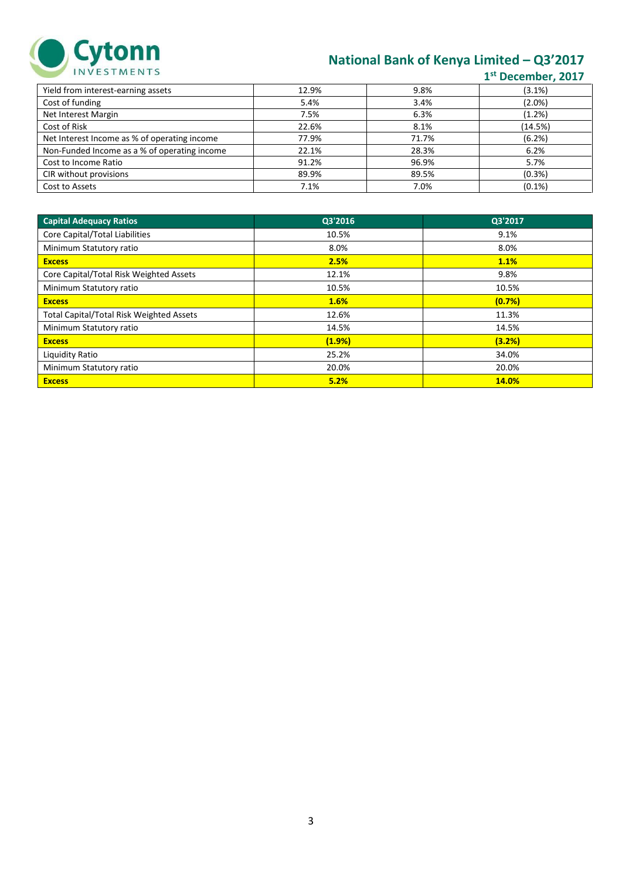| | | | |
|---|---|---|---|
| Yield from interest-earning assets | 12.9% | 9.8% | (3.1%) |
| Cost of funding | 5.4% | 3.4% | (2.0%) |
| Net Interest Margin | 7.5% | 6.3% | (1.2%) |
| Cost of Risk | 22.6% | 8.1% | (14.5%) |
| Net Interest Income as % of operating income | 77.9% | 71.7% | (6.2%) |
| Non-Funded Income as a % of operating income | 22.1% | 28.3% | 6.2% |
| Cost to Income Ratio | 91.2% | 96.9% | 5.7% |
| CIR without provisions | 89.9% | 89.5% | (0.3%) |
| Cost to Assets | 7.1% | 7.0% | (0.1%) |

| Capital Adequacy Ratios | Q3'2016 | Q3'2017 |
|---|---|---|
| Core Capital/Total Liabilities | 10.5% | 9.1% |
| Minimum Statutory ratio | 8.0% | 8.0% |
| **Excess** | **2.5%** | **1.1%** |
| Core Capital/Total Risk Weighted Assets | 12.1% | 9.8% |
| Minimum Statutory ratio | 10.5% | 10.5% |
| **Excess** | **1.6%** | **(0.7%)** |
| Total Capital/Total Risk Weighted Assets | 12.6% | 11.3% |
| Minimum Statutory ratio | 14.5% | 14.5% |
| **Excess** | **(1.9%)** | **(3.2%)** |
| Liquidity Ratio | 25.2% | 34.0% |
| Minimum Statutory ratio | 20.0% | 20.0% |
| **Excess** | **5.2%** | **14.0%** |